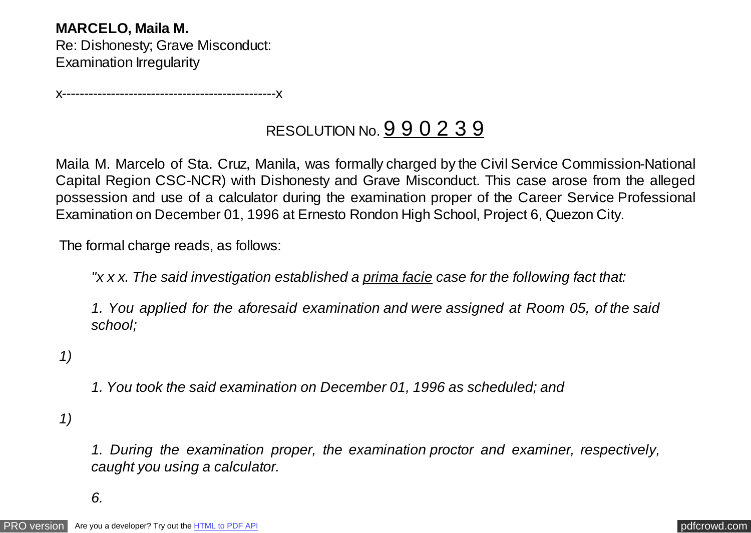**MARCELO, Maila M.**
Re: Dishonesty; Grave Misconduct:
Examination Irregularity

x-------------------------------------------------x

RESOLUTION No. 9 9 0 2 3 9

Maila M. Marcelo of Sta. Cruz, Manila, was formally charged by the Civil Service Commission-National Capital Region CSC-NCR) with Dishonesty and Grave Misconduct. This case arose from the alleged possession and use of a calculator during the examination proper of the Career Service Professional Examination on December 01, 1996 at Ernesto Rondon High School, Project 6, Quezon City.

The formal charge reads, as follows:

> *"x x x. The said investigation established a prima facie case for the following fact that:*
>
> *1. You applied for the aforesaid examination and were assigned at Room 05, of the said school;*

*1)*

> *1. You took the said examination on December 01, 1996 as scheduled; and*

*1)*

> *1. During the examination proper, the examination proctor and examiner, respectively, caught you using a calculator.*
>
> *6.*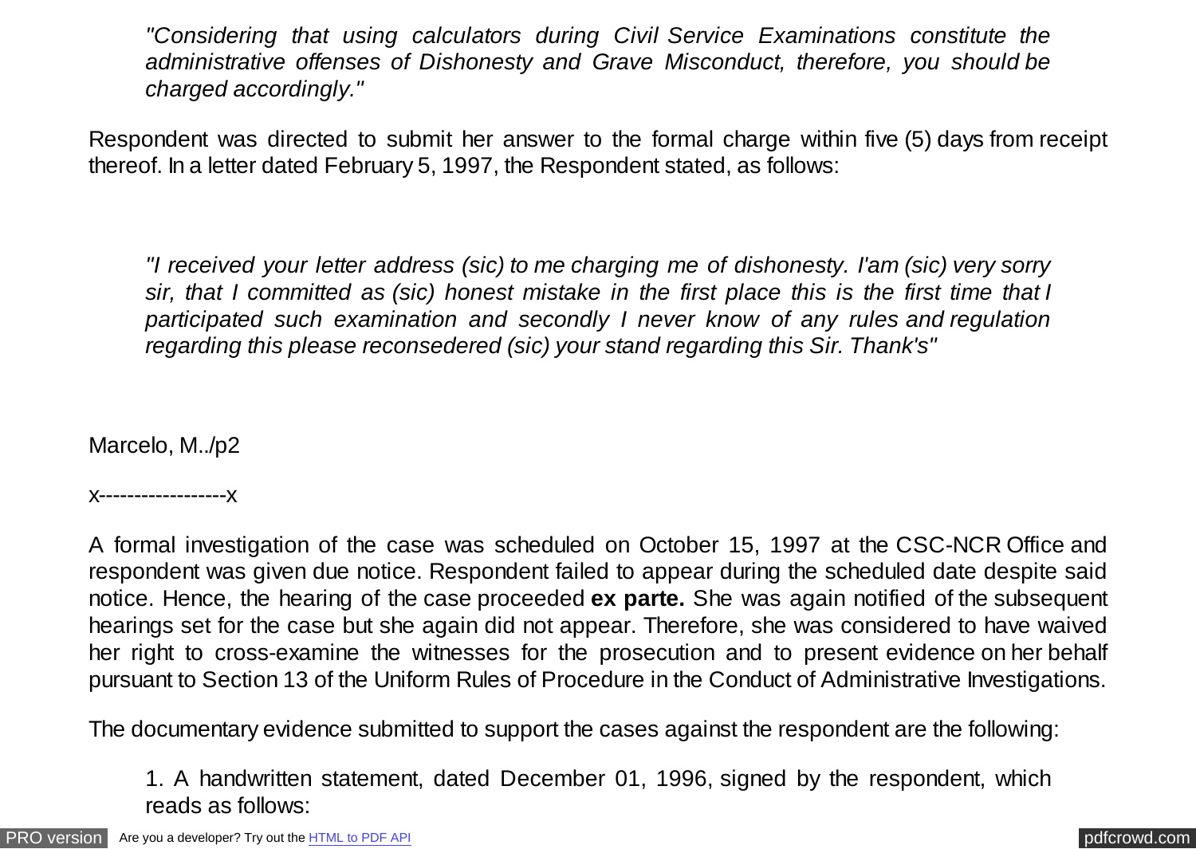> *"Considering that using calculators during Civil Service Examinations constitute the administrative offenses of Dishonesty and Grave Misconduct, therefore, you should be charged accordingly."*

Respondent was directed to submit her answer to the formal charge within five (5) days from receipt thereof. In a letter dated February 5, 1997, the Respondent stated, as follows:

> *"I received your letter address (sic) to me charging me of dishonesty. I'am (sic) very sorry sir, that I committed as (sic) honest mistake in the first place this is the first time that I participated such examination and secondly I never know of any rules and regulation regarding this please reconsedered (sic) your stand regarding this Sir. Thank's"*

x------------------x

A formal investigation of the case was scheduled on October 15, 1997 at the CSC-NCR Office and respondent was given due notice. Respondent failed to appear during the scheduled date despite said notice. Hence, the hearing of the case proceeded **ex parte.** She was again notified of the subsequent hearings set for the case but she again did not appear. Therefore, she was considered to have waived her right to cross-examine the witnesses for the prosecution and to present evidence on her behalf pursuant to Section 13 of the Uniform Rules of Procedure in the Conduct of Administrative Investigations.

The documentary evidence submitted to support the cases against the respondent are the following:

1. A handwritten statement, dated December 01, 1996, signed by the respondent, which reads as follows: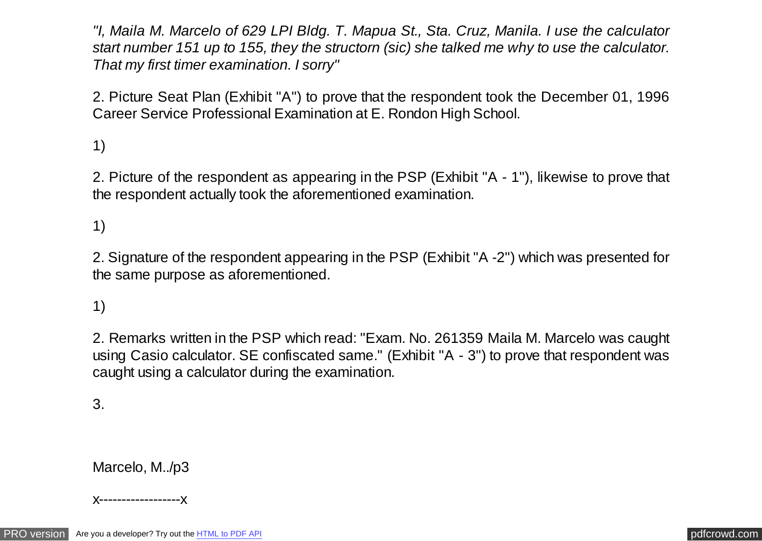*"I, Maila M. Marcelo of 629 LPI Bldg. T. Mapua St., Sta. Cruz, Manila. I use the calculator start number 151 up to 155, they the structorn (sic) she talked me why to use the calculator. That my first timer examination. I sorry"*

2. Picture Seat Plan (Exhibit "A") to prove that the respondent took the December 01, 1996 Career Service Professional Examination at E. Rondon High School.

1)

2. Picture of the respondent as appearing in the PSP (Exhibit "A - 1"), likewise to prove that the respondent actually took the aforementioned examination.

1)

2. Signature of the respondent appearing in the PSP (Exhibit "A -2") which was presented for the same purpose as aforementioned.

1)

2. Remarks written in the PSP which read: "Exam. No. 261359 Maila M. Marcelo was caught using Casio calculator. SE confiscated same." (Exhibit "A - 3") to prove that respondent was caught using a calculator during the examination.

3.

Marcelo, M../p3

x------------------x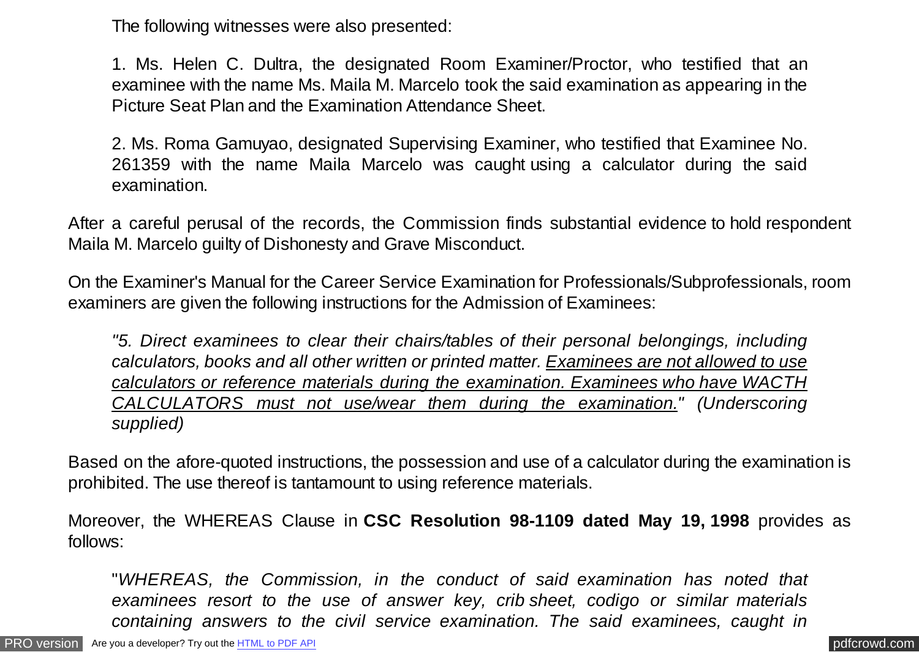The following witnesses were also presented:

1. Ms. Helen C. Dultra, the designated Room Examiner/Proctor, who testified that an examinee with the name Ms. Maila M. Marcelo took the said examination as appearing in the Picture Seat Plan and the Examination Attendance Sheet.

2. Ms. Roma Gamuyao, designated Supervising Examiner, who testified that Examinee No. 261359 with the name Maila Marcelo was caught using a calculator during the said examination.

After a careful perusal of the records, the Commission finds substantial evidence to hold respondent Maila M. Marcelo guilty of Dishonesty and Grave Misconduct.

On the Examiner's Manual for the Career Service Examination for Professionals/Subprofessionals, room examiners are given the following instructions for the Admission of Examinees:

> *"5. Direct examinees to clear their chairs/tables of their personal belongings, including calculators, books and all other written or printed matter. <u>Examinees are not allowed to use calculators or reference materials during the examination. Examinees who have WACTH CALCULATORS must not use/wear them during the examination.</u>" (Underscoring supplied)*

Based on the afore-quoted instructions, the possession and use of a calculator during the examination is prohibited. The use thereof is tantamount to using reference materials.

Moreover, the WHEREAS Clause in **CSC Resolution 98-1109 dated May 19, 1998** provides as follows:

> "*WHEREAS, the Commission, in the conduct of said examination has noted that examinees resort to the use of answer key, crib sheet, codigo or similar materials containing answers to the civil service examination. The said examinees, caught in*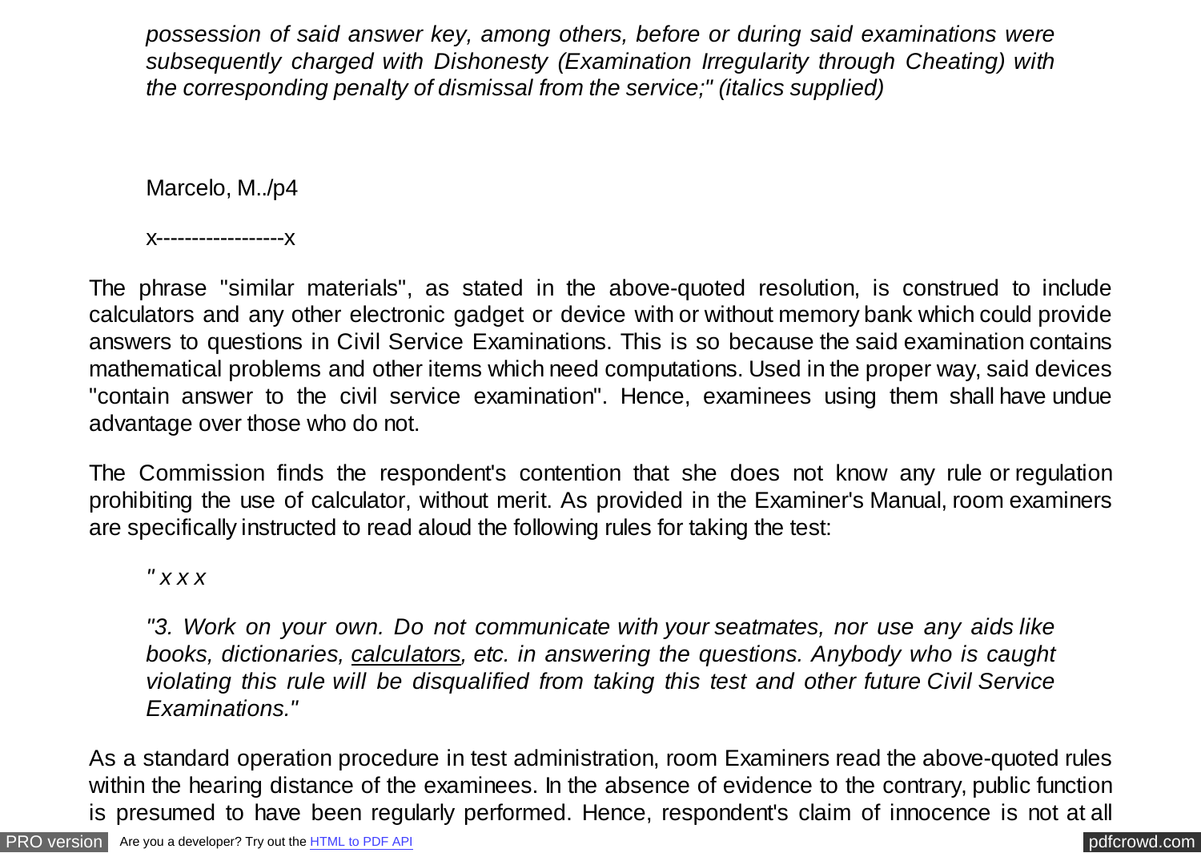*possession of said answer key, among others, before or during said examinations were subsequently charged with Dishonesty (Examination Irregularity through Cheating) with the corresponding penalty of dismissal from the service;" (italics supplied)*

Marcelo, M../p4

x------------------x

The phrase "similar materials", as stated in the above-quoted resolution, is construed to include calculators and any other electronic gadget or device with or without memory bank which could provide answers to questions in Civil Service Examinations. This is so because the said examination contains mathematical problems and other items which need computations. Used in the proper way, said devices "contain answer to the civil service examination". Hence, examinees using them shall have undue advantage over those who do not.

The Commission finds the respondent's contention that she does not know any rule or regulation prohibiting the use of calculator, without merit. As provided in the Examiner's Manual, room examiners are specifically instructed to read aloud the following rules for taking the test:

*" x x x*

*"3. Work on your own. Do not communicate with your seatmates, nor use any aids like books, dictionaries, <u>calculators</u>, etc. in answering the questions. Anybody who is caught violating this rule will be disqualified from taking this test and other future Civil Service Examinations."*

As a standard operation procedure in test administration, room Examiners read the above-quoted rules within the hearing distance of the examinees. In the absence of evidence to the contrary, public function is presumed to have been regularly performed. Hence, respondent's claim of innocence is not at all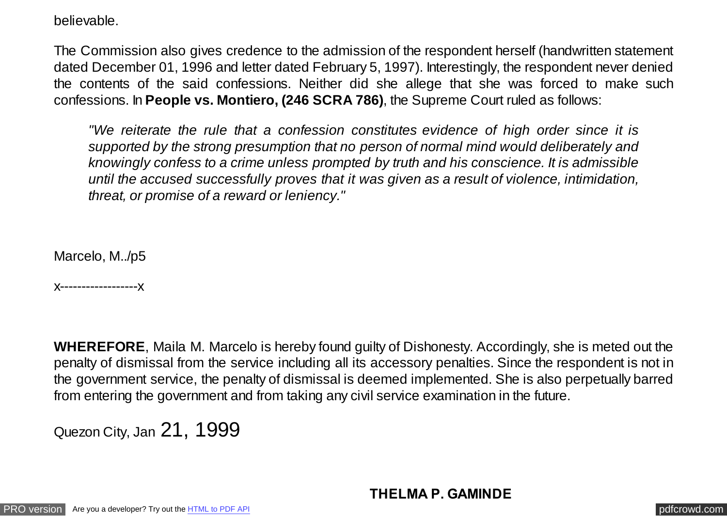believable.

The Commission also gives credence to the admission of the respondent herself (handwritten statement dated December 01, 1996 and letter dated February 5, 1997). Interestingly, the respondent never denied the contents of the said confessions. Neither did she allege that she was forced to make such confessions. In **People vs. Montiero, (246 SCRA 786)**, the Supreme Court ruled as follows:

> *"We reiterate the rule that a confession constitutes evidence of high order since it is supported by the strong presumption that no person of normal mind would deliberately and knowingly confess to a crime unless prompted by truth and his conscience. It is admissible until the accused successfully proves that it was given as a result of violence, intimidation, threat, or promise of a reward or leniency."*

Marcelo, M../p5

x------------------x

**WHEREFORE**, Maila M. Marcelo is hereby found guilty of Dishonesty. Accordingly, she is meted out the penalty of dismissal from the service including all its accessory penalties. Since the respondent is not in the government service, the penalty of dismissal is deemed implemented. She is also perpetually barred from entering the government and from taking any civil service examination in the future.

Quezon City, Jan 21, 1999

**THELMA P. GAMINDE**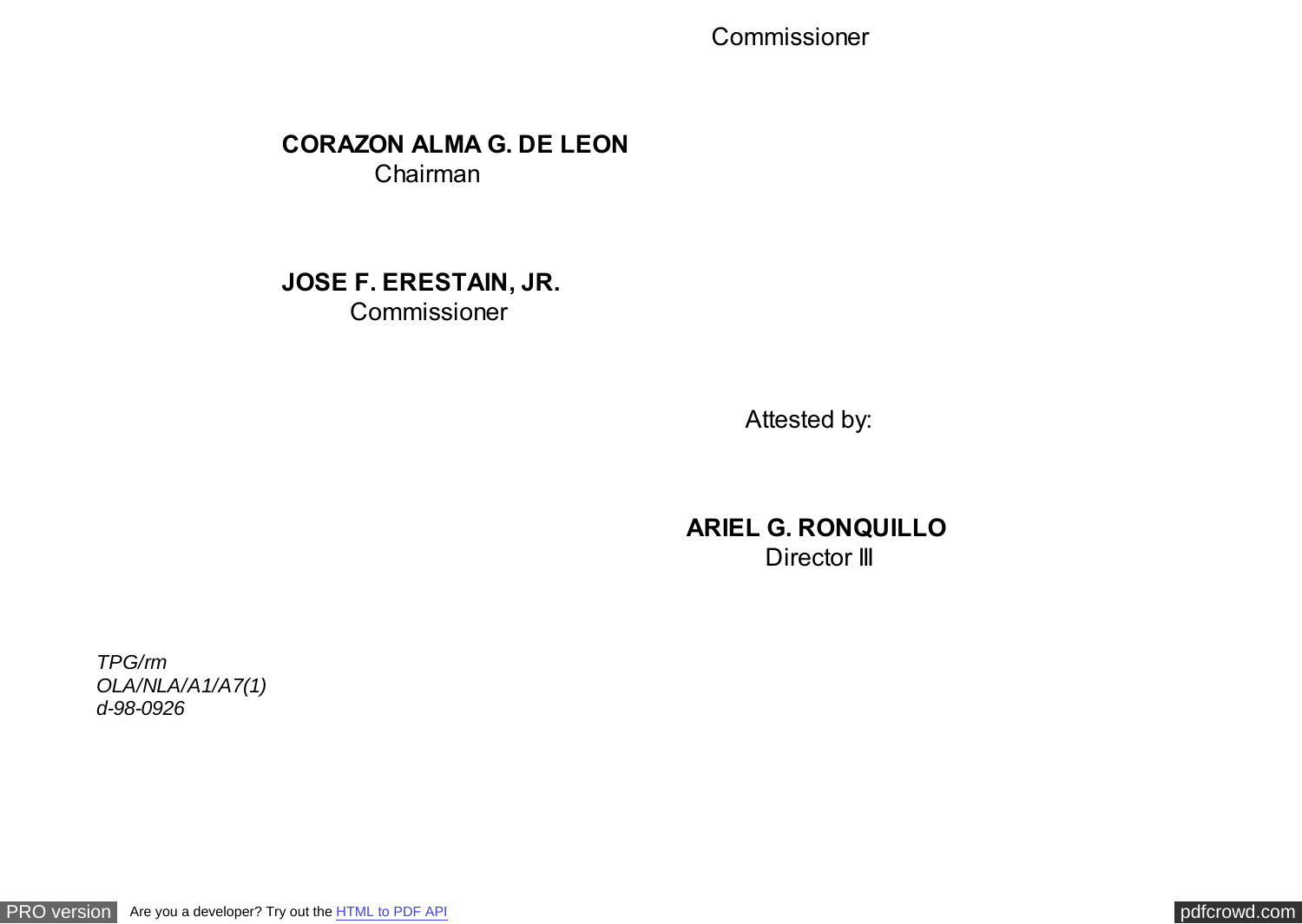Commissioner

**CORAZON ALMA G. DE LEON**
Chairman

**JOSE F. ERESTAIN, JR.**
Commissioner

Attested by:

**ARIEL G. RONQUILLO**
Director III

*TPG/rm*
*OLA/NLA/A1/A7(1)*
*d-98-0926*